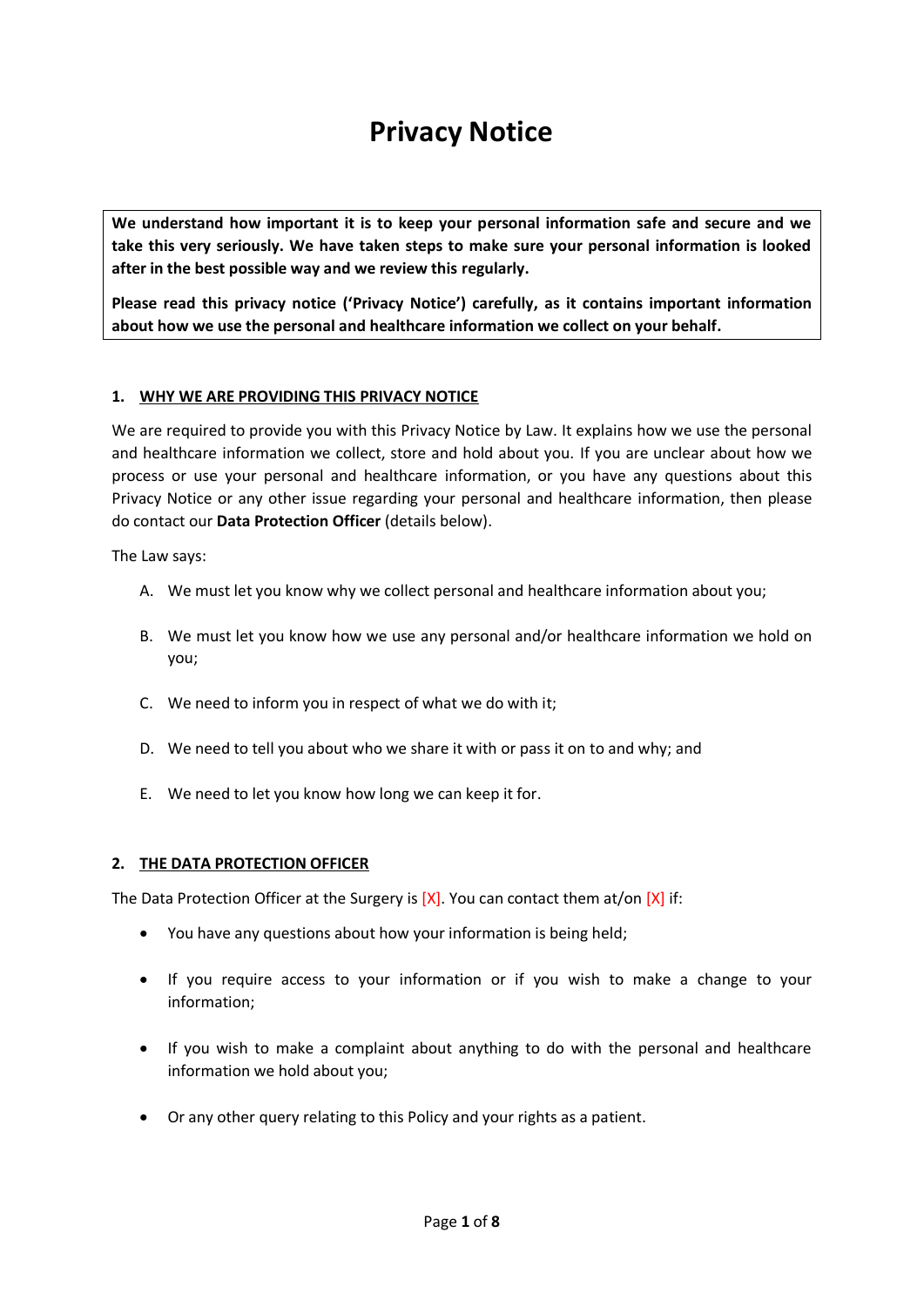# Privacy Notice

**We understand how important it is to keep your personal information safe and secure and we take this very seriously. We have taken steps to make sure your personal information is looked after in the best possible way and we review this regularly.**

**Please read this privacy notice ('Privacy Notice') carefully, as it contains important information about how we use the personal and healthcare information we collect on your behalf.**

## 1. WHY WE ARE PROVIDING THIS PRIVACY NOTICE

We are required to provide you with this Privacy Notice by Law. It explains how we use the personal and healthcare information we collect, store and hold about you. If you are unclear about how we process or use your personal and healthcare information, or you have any questions about this Privacy Notice or any other issue regarding your personal and healthcare information, then please do contact our **Data Protection Officer** (details below).

The Law says:

A. We must let you know why we collect personal and healthcare information about you;

B. We must let you know how we use any personal and/or healthcare information we hold on you;

C. We need to inform you in respect of what we do with it;

D. We need to tell you about who we share it with or pass it on to and why; and

E. We need to let you know how long we can keep it for.

## 2. THE DATA PROTECTION OFFICER

The Data Protection Officer at the Surgery is [X]. You can contact them at/on [X] if:

- You have any questions about how your information is being held;
- If you require access to your information or if you wish to make a change to your information;
- If you wish to make a complaint about anything to do with the personal and healthcare information we hold about you;
- Or any other query relating to this Policy and your rights as a patient.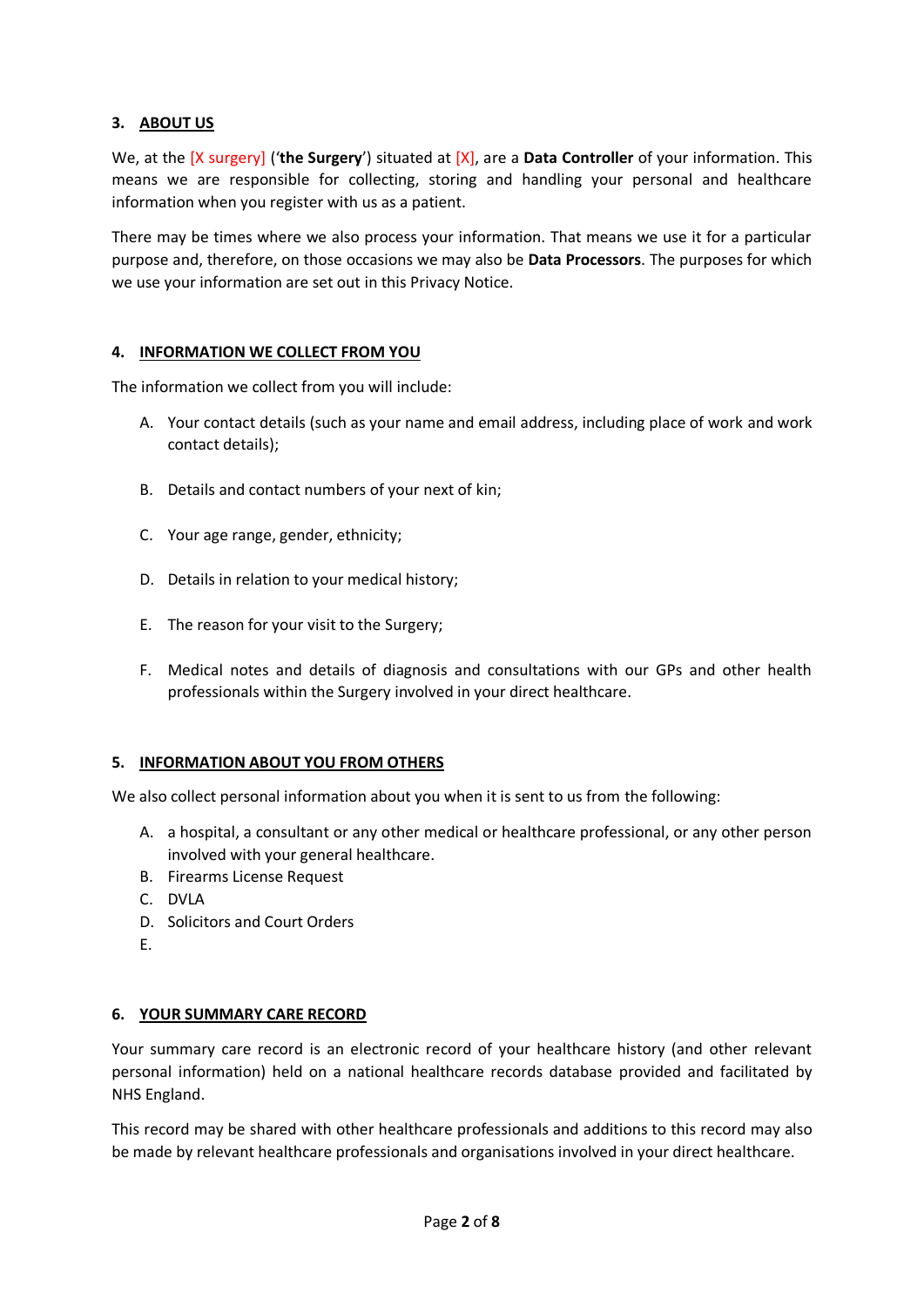## 3. ABOUT US

We, at the [X surgery] ('**the Surgery**') situated at [X], are a **Data Controller** of your information. This means we are responsible for collecting, storing and handling your personal and healthcare information when you register with us as a patient.

There may be times where we also process your information. That means we use it for a particular purpose and, therefore, on those occasions we may also be **Data Processors**. The purposes for which we use your information are set out in this Privacy Notice.

## 4. INFORMATION WE COLLECT FROM YOU

The information we collect from you will include:

A. Your contact details (such as your name and email address, including place of work and work contact details);

B. Details and contact numbers of your next of kin;

C. Your age range, gender, ethnicity;

D. Details in relation to your medical history;

E. The reason for your visit to the Surgery;

F. Medical notes and details of diagnosis and consultations with our GPs and other health professionals within the Surgery involved in your direct healthcare.

## 5. INFORMATION ABOUT YOU FROM OTHERS

We also collect personal information about you when it is sent to us from the following:

A. a hospital, a consultant or any other medical or healthcare professional, or any other person involved with your general healthcare.
B. Firearms License Request
C. DVLA
D. Solicitors and Court Orders
E.

## 6. YOUR SUMMARY CARE RECORD

Your summary care record is an electronic record of your healthcare history (and other relevant personal information) held on a national healthcare records database provided and facilitated by NHS England.

This record may be shared with other healthcare professionals and additions to this record may also be made by relevant healthcare professionals and organisations involved in your direct healthcare.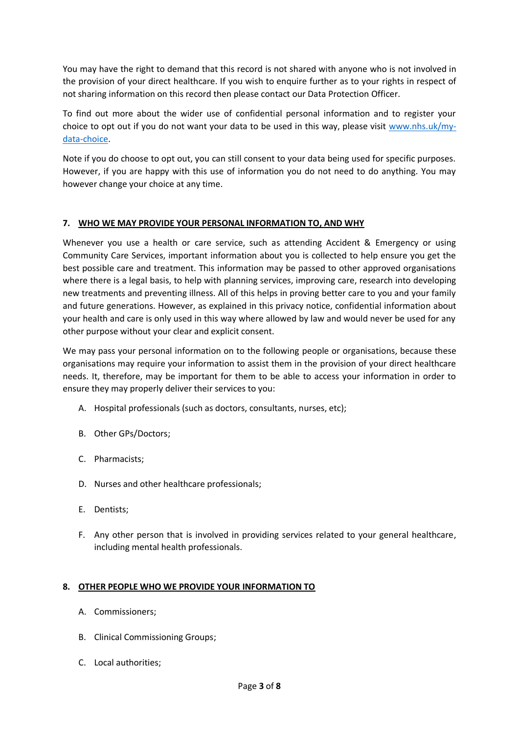You may have the right to demand that this record is not shared with anyone who is not involved in the provision of your direct healthcare. If you wish to enquire further as to your rights in respect of not sharing information on this record then please contact our Data Protection Officer.

To find out more about the wider use of confidential personal information and to register your choice to opt out if you do not want your data to be used in this way, please visit [www.nhs.uk/my-data-choice](www.nhs.uk/my-data-choice).

Note if you do choose to opt out, you can still consent to your data being used for specific purposes. However, if you are happy with this use of information you do not need to do anything. You may however change your choice at any time.

## 7. WHO WE MAY PROVIDE YOUR PERSONAL INFORMATION TO, AND WHY

Whenever you use a health or care service, such as attending Accident & Emergency or using Community Care Services, important information about you is collected to help ensure you get the best possible care and treatment. This information may be passed to other approved organisations where there is a legal basis, to help with planning services, improving care, research into developing new treatments and preventing illness. All of this helps in proving better care to you and your family and future generations. However, as explained in this privacy notice, confidential information about your health and care is only used in this way where allowed by law and would never be used for any other purpose without your clear and explicit consent.

We may pass your personal information on to the following people or organisations, because these organisations may require your information to assist them in the provision of your direct healthcare needs. It, therefore, may be important for them to be able to access your information in order to ensure they may properly deliver their services to you:

A. Hospital professionals (such as doctors, consultants, nurses, etc);

B. Other GPs/Doctors;

C. Pharmacists;

D. Nurses and other healthcare professionals;

E. Dentists;

F. Any other person that is involved in providing services related to your general healthcare, including mental health professionals.

## 8. OTHER PEOPLE WHO WE PROVIDE YOUR INFORMATION TO

A. Commissioners;

B. Clinical Commissioning Groups;

C. Local authorities;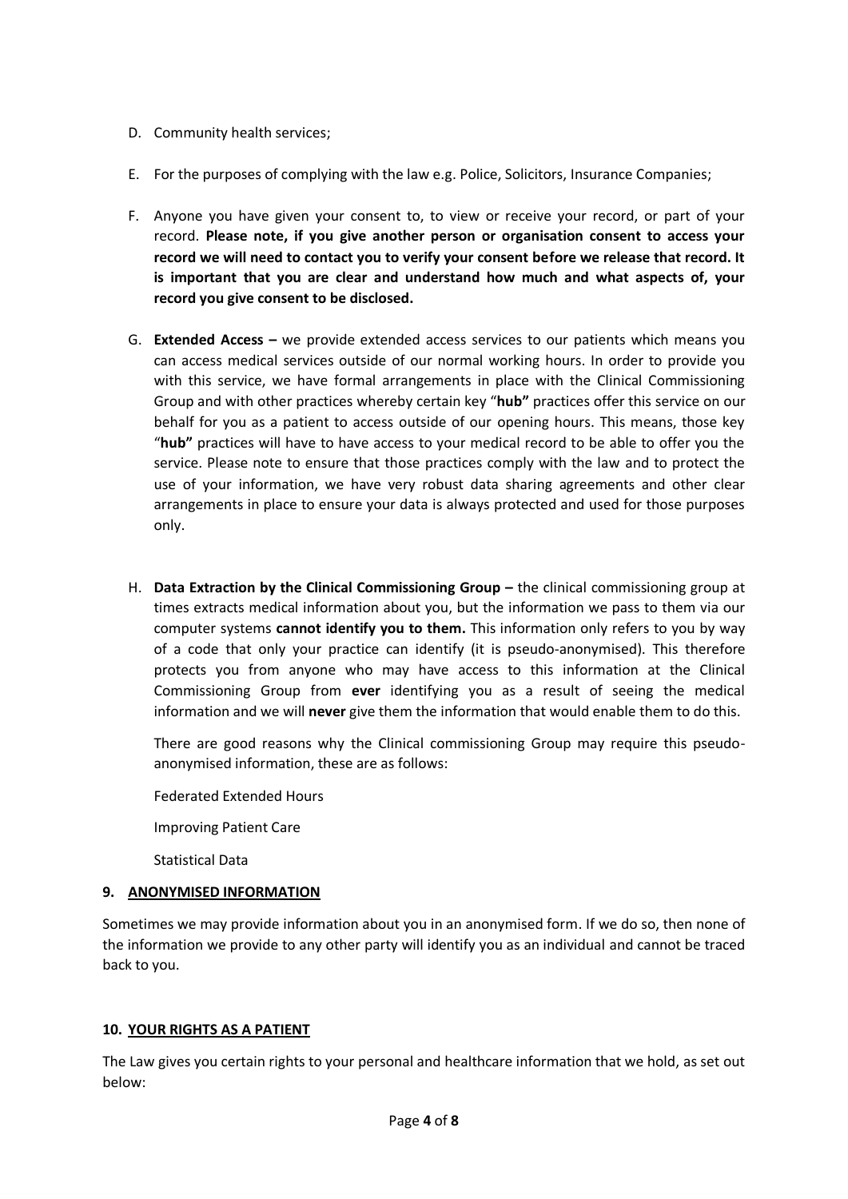D. Community health services;

E. For the purposes of complying with the law e.g. Police, Solicitors, Insurance Companies;

F. Anyone you have given your consent to, to view or receive your record, or part of your record. **Please note, if you give another person or organisation consent to access your record we will need to contact you to verify your consent before we release that record. It is important that you are clear and understand how much and what aspects of, your record you give consent to be disclosed.**

G. **Extended Access –** we provide extended access services to our patients which means you can access medical services outside of our normal working hours. In order to provide you with this service, we have formal arrangements in place with the Clinical Commissioning Group and with other practices whereby certain key "**hub"** practices offer this service on our behalf for you as a patient to access outside of our opening hours. This means, those key "**hub"** practices will have to have access to your medical record to be able to offer you the service. Please note to ensure that those practices comply with the law and to protect the use of your information, we have very robust data sharing agreements and other clear arrangements in place to ensure your data is always protected and used for those purposes only.

H. **Data Extraction by the Clinical Commissioning Group –** the clinical commissioning group at times extracts medical information about you, but the information we pass to them via our computer systems **cannot identify you to them.** This information only refers to you by way of a code that only your practice can identify (it is pseudo-anonymised). This therefore protects you from anyone who may have access to this information at the Clinical Commissioning Group from **ever** identifying you as a result of seeing the medical information and we will **never** give them the information that would enable them to do this.

   There are good reasons why the Clinical commissioning Group may require this pseudo-anonymised information, these are as follows:

   Federated Extended Hours

   Improving Patient Care

   Statistical Data

## 9. ANONYMISED INFORMATION

Sometimes we may provide information about you in an anonymised form. If we do so, then none of the information we provide to any other party will identify you as an individual and cannot be traced back to you.

## 10. YOUR RIGHTS AS A PATIENT

The Law gives you certain rights to your personal and healthcare information that we hold, as set out below: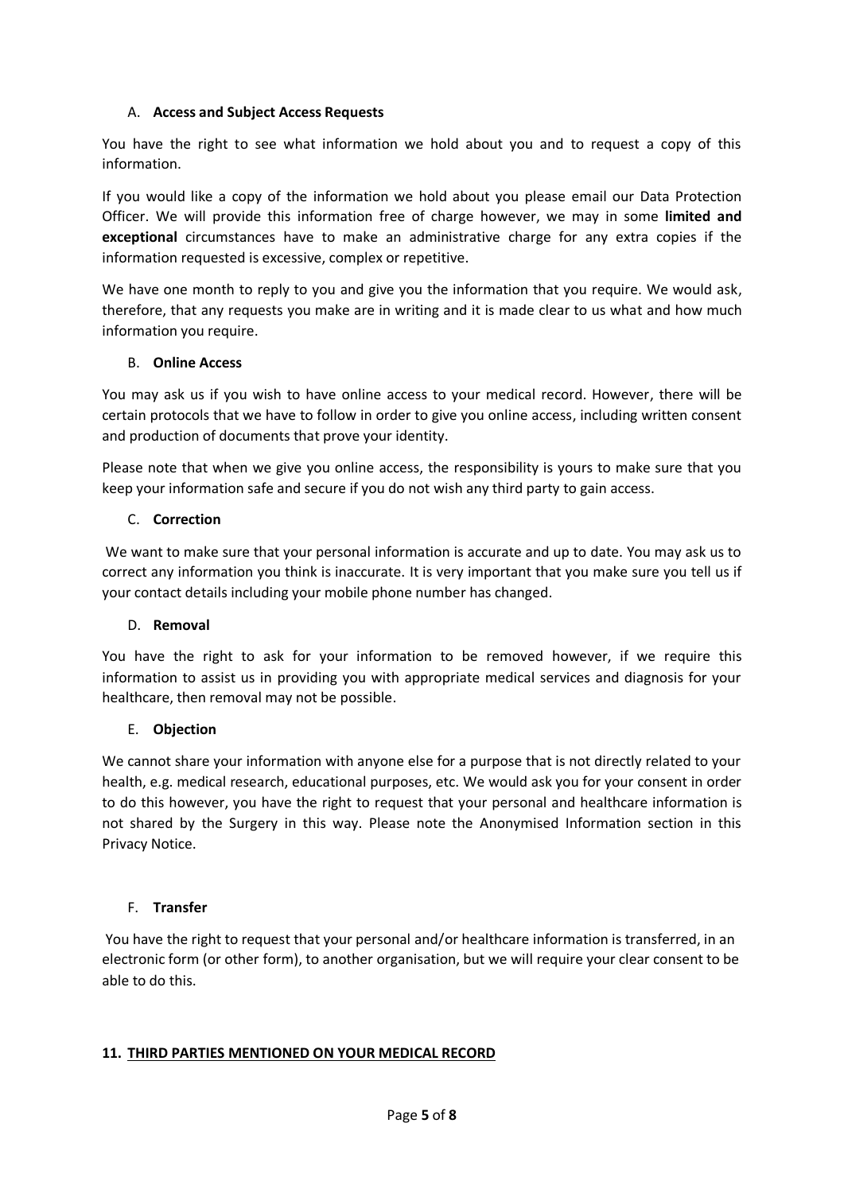A. **Access and Subject Access Requests**

You have the right to see what information we hold about you and to request a copy of this information.

If you would like a copy of the information we hold about you please email our Data Protection Officer. We will provide this information free of charge however, we may in some **limited and exceptional** circumstances have to make an administrative charge for any extra copies if the information requested is excessive, complex or repetitive.

We have one month to reply to you and give you the information that you require. We would ask, therefore, that any requests you make are in writing and it is made clear to us what and how much information you require.

B. **Online Access**

You may ask us if you wish to have online access to your medical record. However, there will be certain protocols that we have to follow in order to give you online access, including written consent and production of documents that prove your identity.

Please note that when we give you online access, the responsibility is yours to make sure that you keep your information safe and secure if you do not wish any third party to gain access.

C. **Correction**

We want to make sure that your personal information is accurate and up to date. You may ask us to correct any information you think is inaccurate. It is very important that you make sure you tell us if your contact details including your mobile phone number has changed.

D. **Removal**

You have the right to ask for your information to be removed however, if we require this information to assist us in providing you with appropriate medical services and diagnosis for your healthcare, then removal may not be possible.

E. **Objection**

We cannot share your information with anyone else for a purpose that is not directly related to your health, e.g. medical research, educational purposes, etc. We would ask you for your consent in order to do this however, you have the right to request that your personal and healthcare information is not shared by the Surgery in this way. Please note the Anonymised Information section in this Privacy Notice.

F. **Transfer**

You have the right to request that your personal and/or healthcare information is transferred, in an electronic form (or other form), to another organisation, but we will require your clear consent to be able to do this.

## 11. THIRD PARTIES MENTIONED ON YOUR MEDICAL RECORD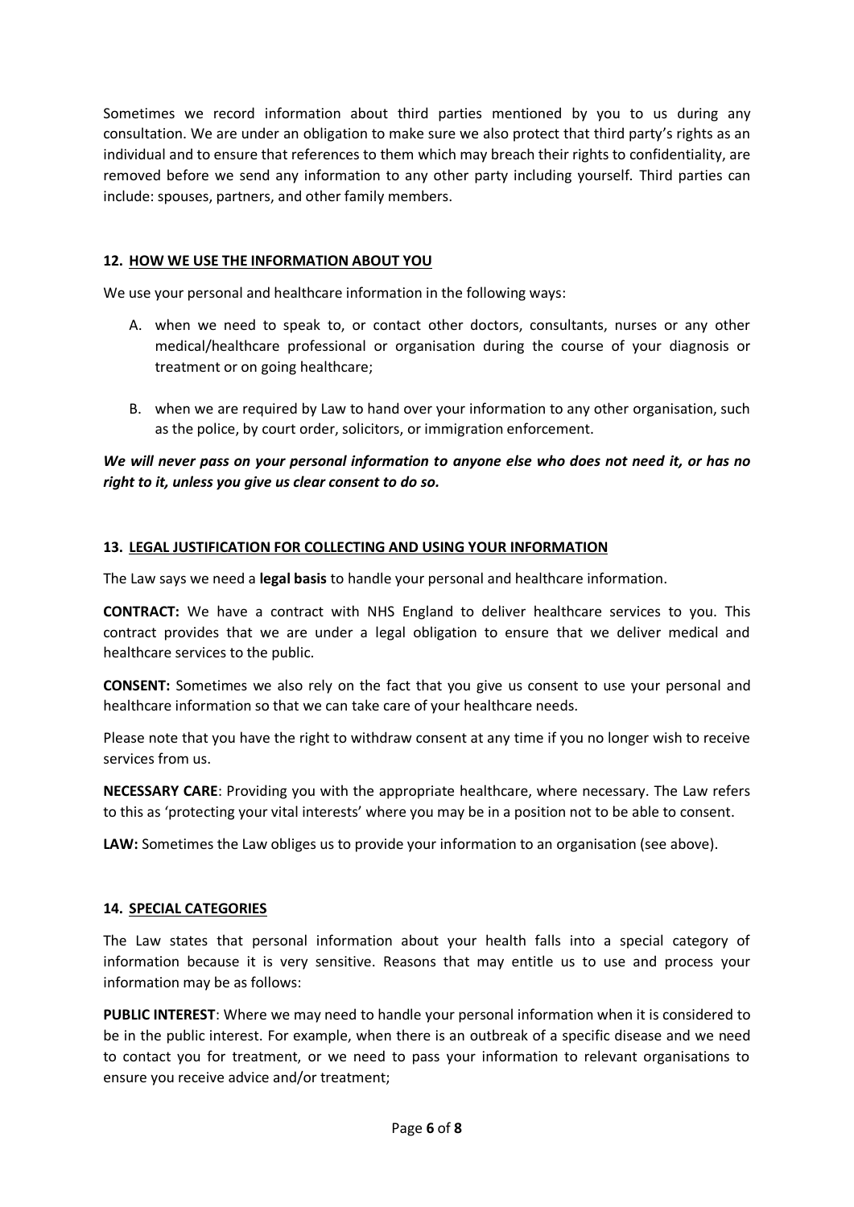Sometimes we record information about third parties mentioned by you to us during any consultation. We are under an obligation to make sure we also protect that third party's rights as an individual and to ensure that references to them which may breach their rights to confidentiality, are removed before we send any information to any other party including yourself. Third parties can include: spouses, partners, and other family members.

## 12. HOW WE USE THE INFORMATION ABOUT YOU

We use your personal and healthcare information in the following ways:

A. when we need to speak to, or contact other doctors, consultants, nurses or any other medical/healthcare professional or organisation during the course of your diagnosis or treatment or on going healthcare;

B. when we are required by Law to hand over your information to any other organisation, such as the police, by court order, solicitors, or immigration enforcement.

***We will never pass on your personal information to anyone else who does not need it, or has no right to it, unless you give us clear consent to do so.***

## 13. LEGAL JUSTIFICATION FOR COLLECTING AND USING YOUR INFORMATION

The Law says we need a **legal basis** to handle your personal and healthcare information.

**CONTRACT:** We have a contract with NHS England to deliver healthcare services to you. This contract provides that we are under a legal obligation to ensure that we deliver medical and healthcare services to the public.

**CONSENT:** Sometimes we also rely on the fact that you give us consent to use your personal and healthcare information so that we can take care of your healthcare needs.

Please note that you have the right to withdraw consent at any time if you no longer wish to receive services from us.

**NECESSARY CARE**: Providing you with the appropriate healthcare, where necessary. The Law refers to this as 'protecting your vital interests' where you may be in a position not to be able to consent.

**LAW:** Sometimes the Law obliges us to provide your information to an organisation (see above).

## 14. SPECIAL CATEGORIES

The Law states that personal information about your health falls into a special category of information because it is very sensitive. Reasons that may entitle us to use and process your information may be as follows:

**PUBLIC INTEREST**: Where we may need to handle your personal information when it is considered to be in the public interest. For example, when there is an outbreak of a specific disease and we need to contact you for treatment, or we need to pass your information to relevant organisations to ensure you receive advice and/or treatment;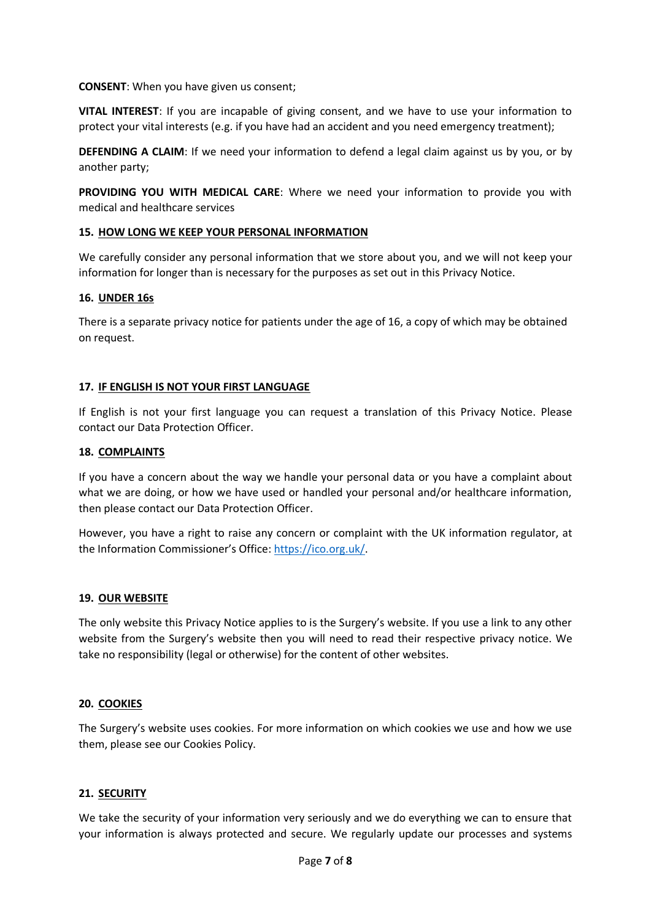**CONSENT**: When you have given us consent;

**VITAL INTEREST**: If you are incapable of giving consent, and we have to use your information to protect your vital interests (e.g. if you have had an accident and you need emergency treatment);

**DEFENDING A CLAIM**: If we need your information to defend a legal claim against us by you, or by another party;

**PROVIDING YOU WITH MEDICAL CARE**: Where we need your information to provide you with medical and healthcare services

## 15. HOW LONG WE KEEP YOUR PERSONAL INFORMATION

We carefully consider any personal information that we store about you, and we will not keep your information for longer than is necessary for the purposes as set out in this Privacy Notice.

## 16. UNDER 16s

There is a separate privacy notice for patients under the age of 16, a copy of which may be obtained on request.

## 17. IF ENGLISH IS NOT YOUR FIRST LANGUAGE

If English is not your first language you can request a translation of this Privacy Notice. Please contact our Data Protection Officer.

## 18. COMPLAINTS

If you have a concern about the way we handle your personal data or you have a complaint about what we are doing, or how we have used or handled your personal and/or healthcare information, then please contact our Data Protection Officer.

However, you have a right to raise any concern or complaint with the UK information regulator, at the Information Commissioner's Office: [https://ico.org.uk/](https://ico.org.uk/).

## 19. OUR WEBSITE

The only website this Privacy Notice applies to is the Surgery's website. If you use a link to any other website from the Surgery's website then you will need to read their respective privacy notice. We take no responsibility (legal or otherwise) for the content of other websites.

## 20. COOKIES

The Surgery's website uses cookies. For more information on which cookies we use and how we use them, please see our Cookies Policy.

## 21. SECURITY

We take the security of your information very seriously and we do everything we can to ensure that your information is always protected and secure. We regularly update our processes and systems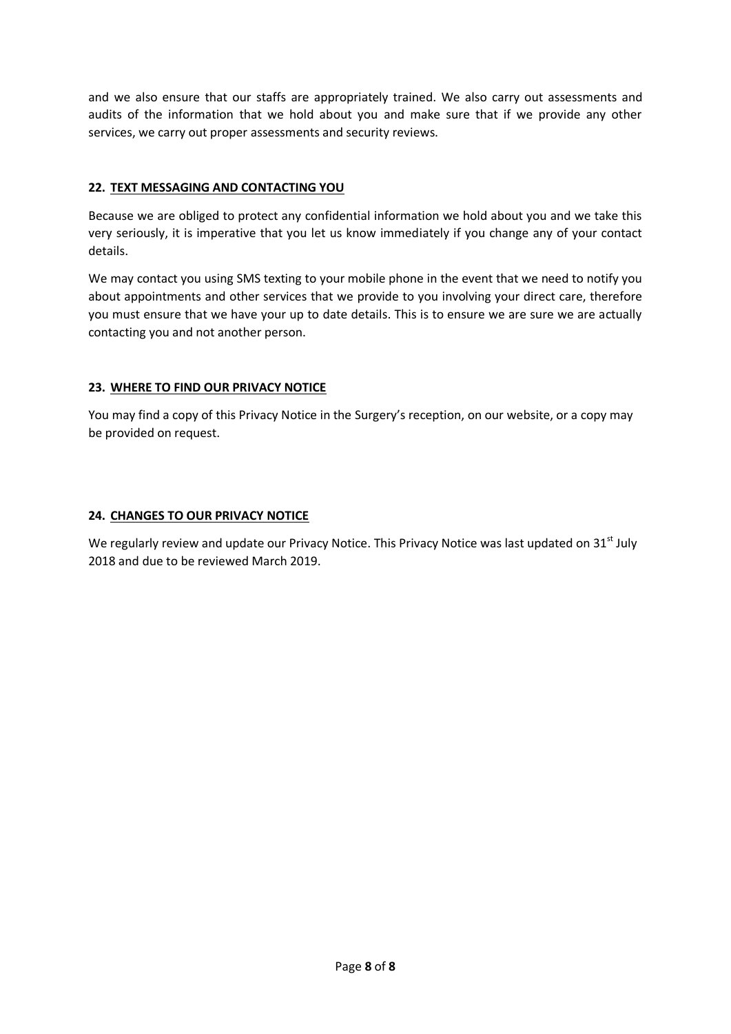and we also ensure that our staffs are appropriately trained. We also carry out assessments and audits of the information that we hold about you and make sure that if we provide any other services, we carry out proper assessments and security reviews.

## 22. TEXT MESSAGING AND CONTACTING YOU

Because we are obliged to protect any confidential information we hold about you and we take this very seriously, it is imperative that you let us know immediately if you change any of your contact details.

We may contact you using SMS texting to your mobile phone in the event that we need to notify you about appointments and other services that we provide to you involving your direct care, therefore you must ensure that we have your up to date details. This is to ensure we are sure we are actually contacting you and not another person.

## 23. WHERE TO FIND OUR PRIVACY NOTICE

You may find a copy of this Privacy Notice in the Surgery's reception, on our website, or a copy may be provided on request.

## 24. CHANGES TO OUR PRIVACY NOTICE

We regularly review and update our Privacy Notice. This Privacy Notice was last updated on 31st July 2018 and due to be reviewed March 2019.